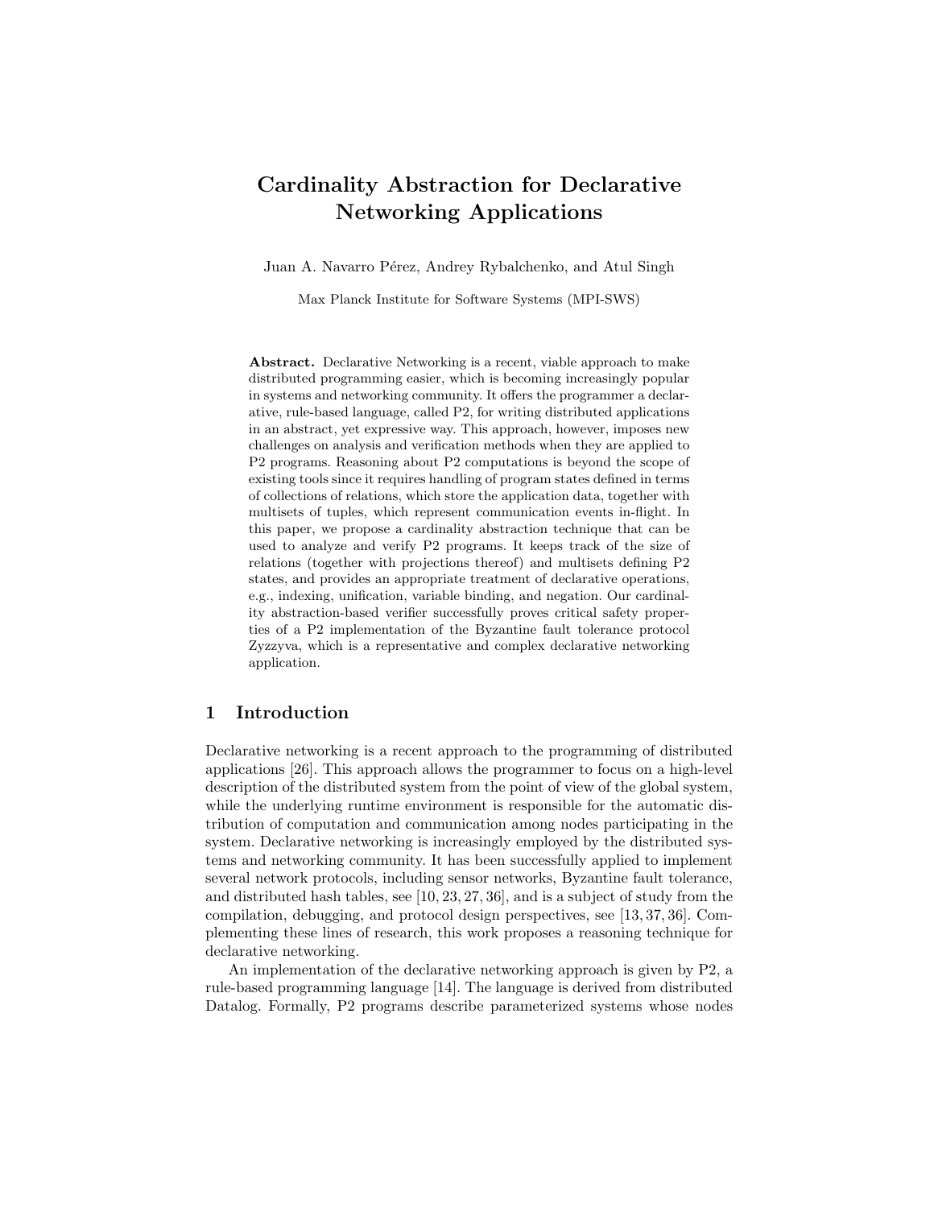# Cardinality Abstraction for Declarative Networking Applications

Juan A. Navarro Pérez, Andrey Rybalchenko, and Atul Singh

Max Planck Institute for Software Systems (MPI-SWS)

**Abstract.** Declarative Networking is a recent, viable approach to make distributed programming easier, which is becoming increasingly popular in systems and networking community. It offers the programmer a declarative, rule-based language, called P2, for writing distributed applications in an abstract, yet expressive way. This approach, however, imposes new challenges on analysis and verification methods when they are applied to P2 programs. Reasoning about P2 computations is beyond the scope of existing tools since it requires handling of program states defined in terms of collections of relations, which store the application data, together with multisets of tuples, which represent communication events in-flight. In this paper, we propose a cardinality abstraction technique that can be used to analyze and verify P2 programs. It keeps track of the size of relations (together with projections thereof) and multisets defining P2 states, and provides an appropriate treatment of declarative operations, e.g., indexing, unification, variable binding, and negation. Our cardinality abstraction-based verifier successfully proves critical safety properties of a P2 implementation of the Byzantine fault tolerance protocol Zyzzyva, which is a representative and complex declarative networking application.

## 1 Introduction

Declarative networking is a recent approach to the programming of distributed applications [26]. This approach allows the programmer to focus on a high-level description of the distributed system from the point of view of the global system, while the underlying runtime environment is responsible for the automatic distribution of computation and communication among nodes participating in the system. Declarative networking is increasingly employed by the distributed systems and networking community. It has been successfully applied to implement several network protocols, including sensor networks, Byzantine fault tolerance, and distributed hash tables, see [10, 23, 27, 36], and is a subject of study from the compilation, debugging, and protocol design perspectives, see [13, 37, 36]. Complementing these lines of research, this work proposes a reasoning technique for declarative networking.

An implementation of the declarative networking approach is given by P2, a rule-based programming language [14]. The language is derived from distributed Datalog. Formally, P2 programs describe parameterized systems whose nodes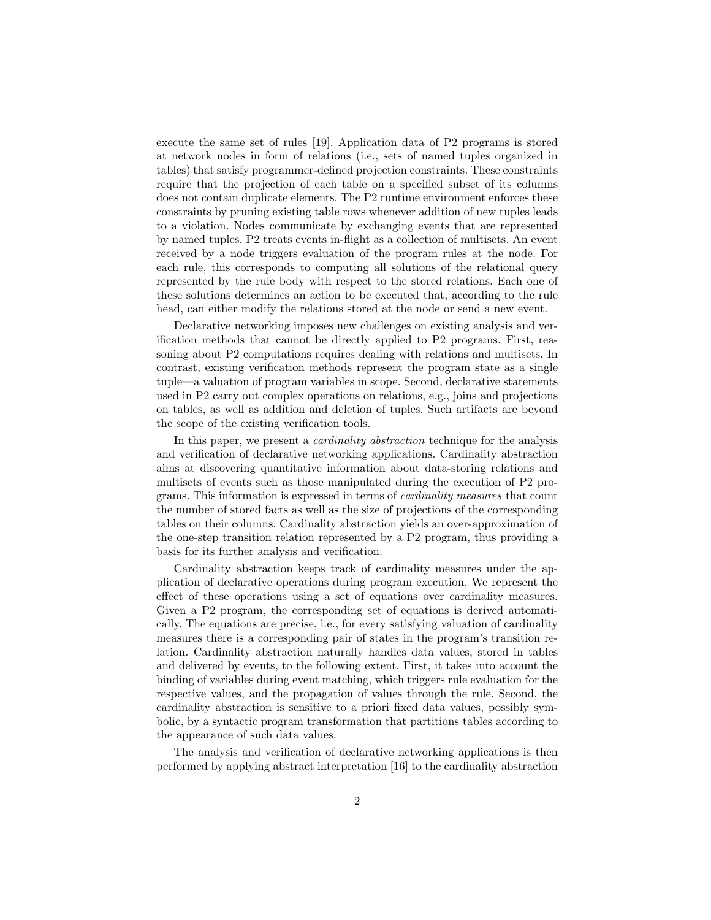execute the same set of rules [19]. Application data of P2 programs is stored at network nodes in form of relations (i.e., sets of named tuples organized in tables) that satisfy programmer-defined projection constraints. These constraints require that the projection of each table on a specified subset of its columns does not contain duplicate elements. The P2 runtime environment enforces these constraints by pruning existing table rows whenever addition of new tuples leads to a violation. Nodes communicate by exchanging events that are represented by named tuples. P2 treats events in-flight as a collection of multisets. An event received by a node triggers evaluation of the program rules at the node. For each rule, this corresponds to computing all solutions of the relational query represented by the rule body with respect to the stored relations. Each one of these solutions determines an action to be executed that, according to the rule head, can either modify the relations stored at the node or send a new event.

Declarative networking imposes new challenges on existing analysis and verification methods that cannot be directly applied to P2 programs. First, reasoning about P2 computations requires dealing with relations and multisets. In contrast, existing verification methods represent the program state as a single tuple—a valuation of program variables in scope. Second, declarative statements used in P2 carry out complex operations on relations, e.g., joins and projections on tables, as well as addition and deletion of tuples. Such artifacts are beyond the scope of the existing verification tools.

In this paper, we present a *cardinality abstraction* technique for the analysis and verification of declarative networking applications. Cardinality abstraction aims at discovering quantitative information about data-storing relations and multisets of events such as those manipulated during the execution of P2 programs. This information is expressed in terms of *cardinality measures* that count the number of stored facts as well as the size of projections of the corresponding tables on their columns. Cardinality abstraction yields an over-approximation of the one-step transition relation represented by a P2 program, thus providing a basis for its further analysis and verification.

Cardinality abstraction keeps track of cardinality measures under the application of declarative operations during program execution. We represent the effect of these operations using a set of equations over cardinality measures. Given a P2 program, the corresponding set of equations is derived automatically. The equations are precise, i.e., for every satisfying valuation of cardinality measures there is a corresponding pair of states in the program's transition relation. Cardinality abstraction naturally handles data values, stored in tables and delivered by events, to the following extent. First, it takes into account the binding of variables during event matching, which triggers rule evaluation for the respective values, and the propagation of values through the rule. Second, the cardinality abstraction is sensitive to a priori fixed data values, possibly symbolic, by a syntactic program transformation that partitions tables according to the appearance of such data values.

The analysis and verification of declarative networking applications is then performed by applying abstract interpretation [16] to the cardinality abstraction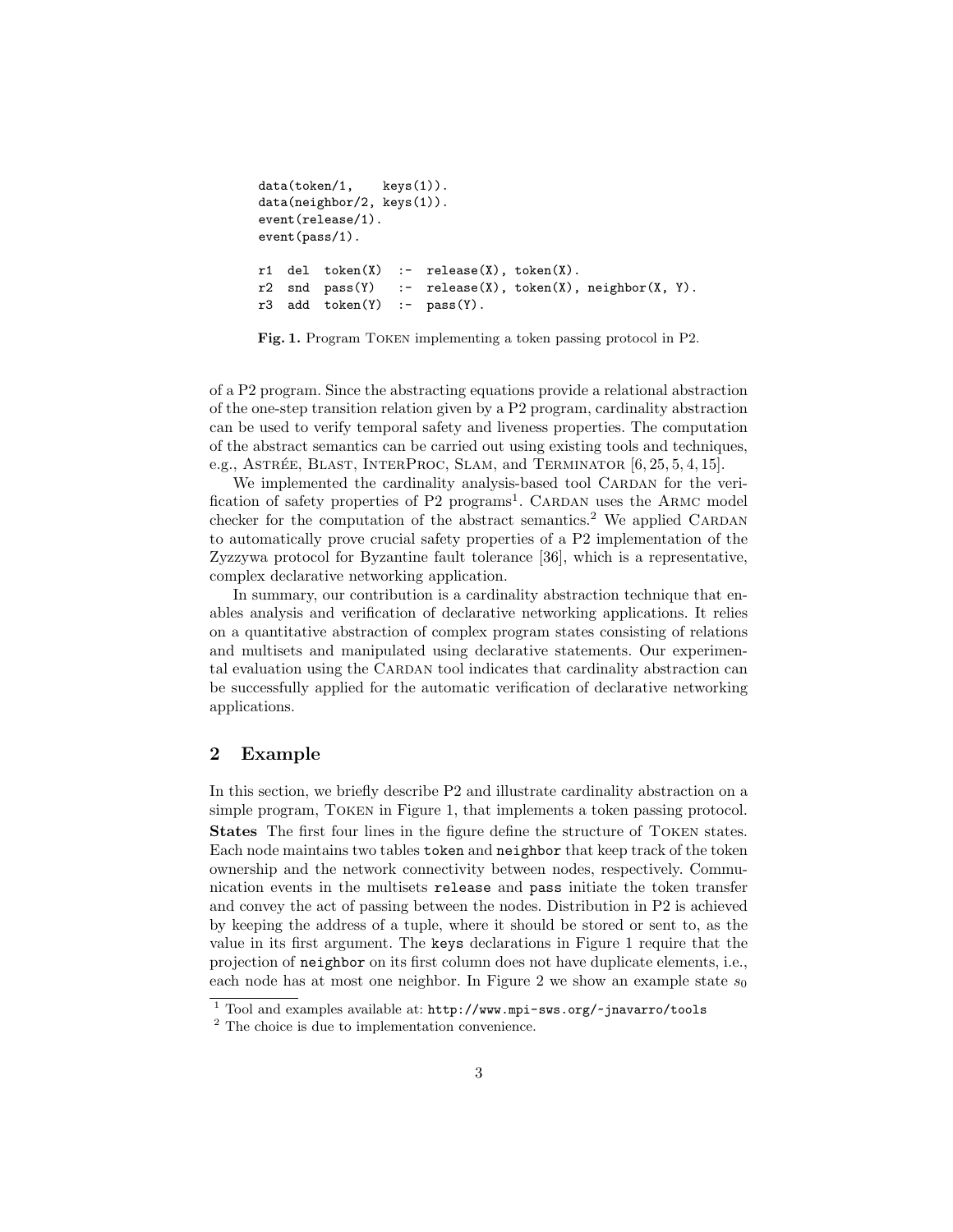```
data(token/1,    keys(1)).
data(neighbor/2, keys(1)).
event(release/1).
event(pass/1).

r1  del  token(X)  :-  release(X), token(X).
r2  snd  pass(Y)   :-  release(X), token(X), neighbor(X, Y).
r3  add  token(Y)  :-  pass(Y).
```

**Fig. 1.** Program Token implementing a token passing protocol in P2.

of a P2 program. Since the abstracting equations provide a relational abstraction of the one-step transition relation given by a P2 program, cardinality abstraction can be used to verify temporal safety and liveness properties. The computation of the abstract semantics can be carried out using existing tools and techniques, e.g., Astrée, Blast, InterProc, Slam, and Terminator [6, 25, 5, 4, 15].

We implemented the cardinality analysis-based tool Cardan for the verification of safety properties of P2 programs[1]. Cardan uses the Armc model checker for the computation of the abstract semantics.[2] We applied Cardan to automatically prove crucial safety properties of a P2 implementation of the Zyzzywa protocol for Byzantine fault tolerance [36], which is a representative, complex declarative networking application.

In summary, our contribution is a cardinality abstraction technique that enables analysis and verification of declarative networking applications. It relies on a quantitative abstraction of complex program states consisting of relations and multisets and manipulated using declarative statements. Our experimental evaluation using the Cardan tool indicates that cardinality abstraction can be successfully applied for the automatic verification of declarative networking applications.

## 2 Example

In this section, we briefly describe P2 and illustrate cardinality abstraction on a simple program, Token in Figure 1, that implements a token passing protocol.

**States** The first four lines in the figure define the structure of Token states. Each node maintains two tables `token` and `neighbor` that keep track of the token ownership and the network connectivity between nodes, respectively. Communication events in the multisets `release` and `pass` initiate the token transfer and convey the act of passing between the nodes. Distribution in P2 is achieved by keeping the address of a tuple, where it should be stored or sent to, as the value in its first argument. The `keys` declarations in Figure 1 require that the projection of `neighbor` on its first column does not have duplicate elements, i.e., each node has at most one neighbor. In Figure 2 we show an example state $s_0$

[1] Tool and examples available at: `http://www.mpi-sws.org/~jnavarro/tools`

[2] The choice is due to implementation convenience.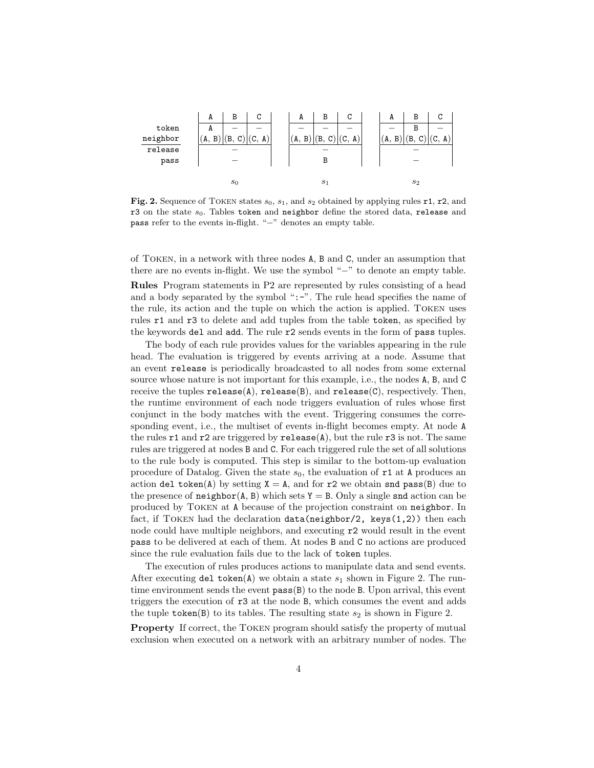|  | A | B | C |  | A | B | C |  | A | B | C |
|---|---|---|---|---|---|---|---|---|---|---|---|
| token | A | – | – |  | – | – | – |  | – | B | – |
| neighbor | (A, B) | (B, C) | (C, A) |  | (A, B) | (B, C) | (C, A) |  | (A, B) | (B, C) | (C, A) |
| release |  | – |  |  |  | – |  |  |  | – |  |
| pass |  | – |  |  |  | B |  |  |  | – |  |
|  |  | $s_0$ |  |  |  | $s_1$ |  |  |  | $s_2$ |  |

**Fig. 2.** Sequence of Token states $s_0$, $s_1$, and $s_2$ obtained by applying rules `r1`, `r2`, and `r3` on the state $s_0$. Tables `token` and `neighbor` define the stored data, `release` and `pass` refer to the events in-flight. "−" denotes an empty table.

of Token, in a network with three nodes `A`, `B` and `C`, under an assumption that there are no events in-flight. We use the symbol "−" to denote an empty table.

**Rules** Program statements in P2 are represented by rules consisting of a head and a body separated by the symbol "`:-`". The rule head specifies the name of the rule, its action and the tuple on which the action is applied. Token uses rules `r1` and `r3` to delete and add tuples from the table `token`, as specified by the keywords `del` and `add`. The rule `r2` sends events in the form of `pass` tuples.

The body of each rule provides values for the variables appearing in the rule head. The evaluation is triggered by events arriving at a node. Assume that an event `release` is periodically broadcasted to all nodes from some external source whose nature is not important for this example, i.e., the nodes `A`, `B`, and `C` receive the tuples `release(A)`, `release(B)`, and `release(C)`, respectively. Then, the runtime environment of each node triggers evaluation of rules whose first conjunct in the body matches with the event. Triggering consumes the corresponding event, i.e., the multiset of events in-flight becomes empty. At node `A` the rules `r1` and `r2` are triggered by `release(A)`, but the rule `r3` is not. The same rules are triggered at nodes `B` and `C`. For each triggered rule the set of all solutions to the rule body is computed. This step is similar to the bottom-up evaluation procedure of Datalog. Given the state $s_0$, the evaluation of `r1` at `A` produces an action `del token(A)` by setting `X = A`, and for `r2` we obtain `snd pass(B)` due to the presence of `neighbor(A, B)` which sets `Y = B`. Only a single `snd` action can be produced by Token at `A` because of the projection constraint on `neighbor`. In fact, if Token had the declaration `data(neighbor/2, keys(1,2))` then each node could have multiple neighbors, and executing `r2` would result in the event `pass` to be delivered at each of them. At nodes `B` and `C` no actions are produced since the rule evaluation fails due to the lack of `token` tuples.

The execution of rules produces actions to manipulate data and send events. After executing `del token(A)` we obtain a state $s_1$ shown in Figure 2. The runtime environment sends the event `pass(B)` to the node `B`. Upon arrival, this event triggers the execution of `r3` at the node `B`, which consumes the event and adds the tuple `token(B)` to its tables. The resulting state $s_2$ is shown in Figure 2.

**Property** If correct, the Token program should satisfy the property of mutual exclusion when executed on a network with an arbitrary number of nodes. The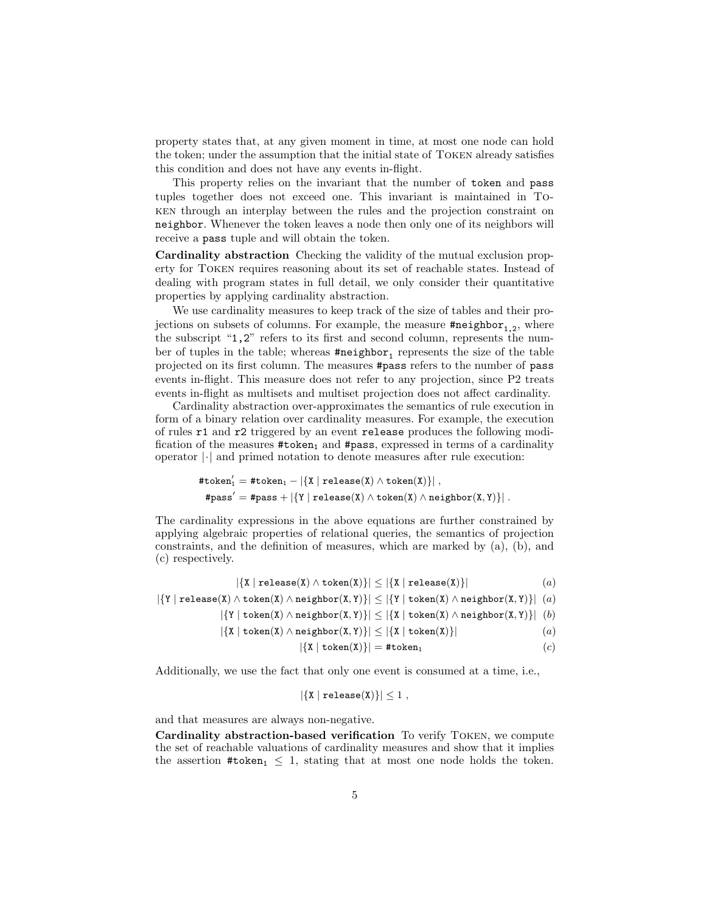property states that, at any given moment in time, at most one node can hold the token; under the assumption that the initial state of TOKEN already satisfies this condition and does not have any events in-flight.

This property relies on the invariant that the number of `token` and `pass` tuples together does not exceed one. This invariant is maintained in TOKEN through an interplay between the rules and the projection constraint on `neighbor`. Whenever the token leaves a node then only one of its neighbors will receive a `pass` tuple and will obtain the token.

**Cardinality abstraction** Checking the validity of the mutual exclusion property for TOKEN requires reasoning about its set of reachable states. Instead of dealing with program states in full detail, we only consider their quantitative properties by applying cardinality abstraction.

We use cardinality measures to keep track of the size of tables and their projections on subsets of columns. For example, the measure $\texttt{\#neighbor}_{1,2}$, where the subscript "`1,2`" refers to its first and second column, represents the number of tuples in the table; whereas $\texttt{\#neighbor}_1$ represents the size of the table projected on its first column. The measures `#pass` refers to the number of `pass` events in-flight. This measure does not refer to any projection, since P2 treats events in-flight as multisets and multiset projection does not affect cardinality.

Cardinality abstraction over-approximates the semantics of rule execution in form of a binary relation over cardinality measures. For example, the execution of rules `r1` and `r2` triggered by an event `release` produces the following modification of the measures $\texttt{\#token}_1$ and `#pass`, expressed in terms of a cardinality operator $|\cdot|$ and primed notation to denote measures after rule execution:

$$\texttt{\#token}_1' = \texttt{\#token}_1 - |\{\texttt{X} \mid \texttt{release(X)} \wedge \texttt{token(X)}\}| \ ,$$

$$\texttt{\#pass}' = \texttt{\#pass} + |\{\texttt{Y} \mid \texttt{release(X)} \wedge \texttt{token(X)} \wedge \texttt{neighbor(X,Y)}\}| \ .$$

The cardinality expressions in the above equations are further constrained by applying algebraic properties of relational queries, the semantics of projection constraints, and the definition of measures, which are marked by (a), (b), and (c) respectively.

$$|\{\texttt{X} \mid \texttt{release(X)} \wedge \texttt{token(X)}\}| \leq |\{\texttt{X} \mid \texttt{release(X)}\}| \quad (a)$$

$$|\{\texttt{Y} \mid \texttt{release(X)} \wedge \texttt{token(X)} \wedge \texttt{neighbor(X,Y)}\}| \leq |\{\texttt{Y} \mid \texttt{token(X)} \wedge \texttt{neighbor(X,Y)}\}| \quad (a)$$

$$|\{\texttt{Y} \mid \texttt{token(X)} \wedge \texttt{neighbor(X,Y)}\}| \leq |\{\texttt{X} \mid \texttt{token(X)} \wedge \texttt{neighbor(X,Y)}\}| \quad (b)$$

$$|\{\texttt{X} \mid \texttt{token(X)} \wedge \texttt{neighbor(X,Y)}\}| \leq |\{\texttt{X} \mid \texttt{token(X)}\}| \quad (a)$$

$$|\{\texttt{X} \mid \texttt{token(X)}\}| = \texttt{\#token}_1 \quad (c)$$

Additionally, we use the fact that only one event is consumed at a time, i.e.,

$$|\{\texttt{X} \mid \texttt{release(X)}\}| \leq 1 \ ,$$

and that measures are always non-negative.

**Cardinality abstraction-based verification** To verify TOKEN, we compute the set of reachable valuations of cardinality measures and show that it implies the assertion $\texttt{\#token}_1 \leq 1$, stating that at most one node holds the token.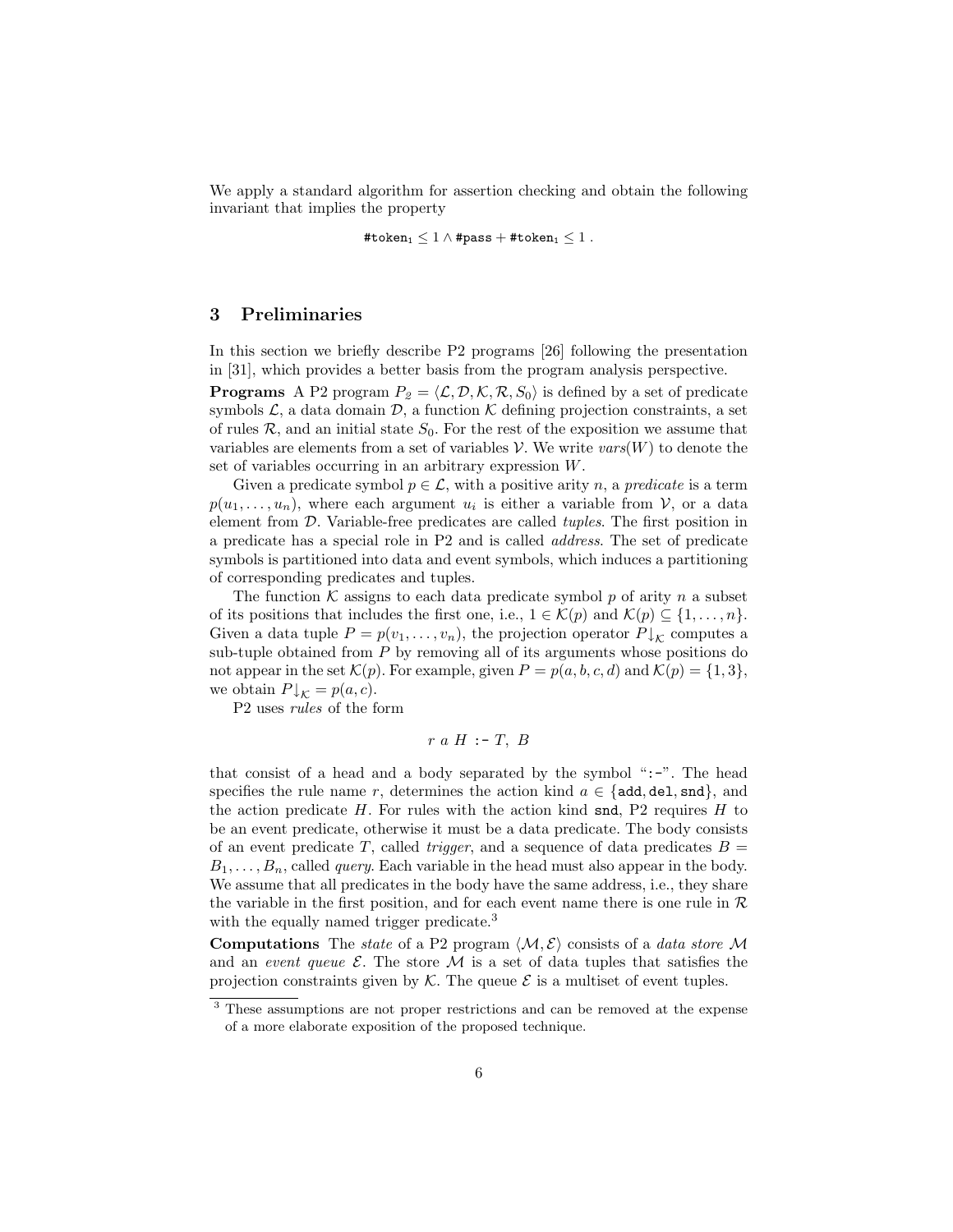We apply a standard algorithm for assertion checking and obtain the following invariant that implies the property

$$\texttt{\#token}_1 \leq 1 \wedge \texttt{\#pass} + \texttt{\#token}_1 \leq 1 \ .$$

## 3 Preliminaries

In this section we briefly describe P2 programs [26] following the presentation in [31], which provides a better basis from the program analysis perspective.

**Programs** A P2 program $P_2 = \langle \mathcal{L}, \mathcal{D}, \mathcal{K}, \mathcal{R}, S_0 \rangle$ is defined by a set of predicate symbols $\mathcal{L}$, a data domain $\mathcal{D}$, a function $\mathcal{K}$ defining projection constraints, a set of rules $\mathcal{R}$, and an initial state $S_0$. For the rest of the exposition we assume that variables are elements from a set of variables $\mathcal{V}$. We write $vars(W)$ to denote the set of variables occurring in an arbitrary expression $W$.

Given a predicate symbol $p \in \mathcal{L}$, with a positive arity $n$, a *predicate* is a term $p(u_1, \ldots, u_n)$, where each argument $u_i$ is either a variable from $\mathcal{V}$, or a data element from $\mathcal{D}$. Variable-free predicates are called *tuples*. The first position in a predicate has a special role in P2 and is called *address*. The set of predicate symbols is partitioned into data and event symbols, which induces a partitioning of corresponding predicates and tuples.

The function $\mathcal{K}$ assigns to each data predicate symbol $p$ of arity $n$ a subset of its positions that includes the first one, i.e., $1 \in \mathcal{K}(p)$ and $\mathcal{K}(p) \subseteq \{1, \ldots, n\}$. Given a data tuple $P = p(v_1, \ldots, v_n)$, the projection operator $P\!\downarrow_{\mathcal{K}}$ computes a sub-tuple obtained from $P$ by removing all of its arguments whose positions do not appear in the set $\mathcal{K}(p)$. For example, given $P = p(a, b, c, d)$ and $\mathcal{K}(p) = \{1, 3\}$, we obtain $P\!\downarrow_{\mathcal{K}} = p(a, c)$.

P2 uses *rules* of the form

$$r \ a \ H \ \texttt{:-} \ T, \ B$$

that consist of a head and a body separated by the symbol ":-". The head specifies the rule name $r$, determines the action kind $a \in \{\texttt{add}, \texttt{del}, \texttt{snd}\}$, and the action predicate $H$. For rules with the action kind snd, P2 requires $H$ to be an event predicate, otherwise it must be a data predicate. The body consists of an event predicate $T$, called *trigger*, and a sequence of data predicates $B = B_1, \ldots, B_n$, called *query*. Each variable in the head must also appear in the body. We assume that all predicates in the body have the same address, i.e., they share the variable in the first position, and for each event name there is one rule in $\mathcal{R}$ with the equally named trigger predicate.[3]

**Computations** The *state* of a P2 program $\langle \mathcal{M}, \mathcal{E} \rangle$ consists of a *data store* $\mathcal{M}$ and an *event queue* $\mathcal{E}$. The store $\mathcal{M}$ is a set of data tuples that satisfies the projection constraints given by $\mathcal{K}$. The queue $\mathcal{E}$ is a multiset of event tuples.

[3] These assumptions are not proper restrictions and can be removed at the expense of a more elaborate exposition of the proposed technique.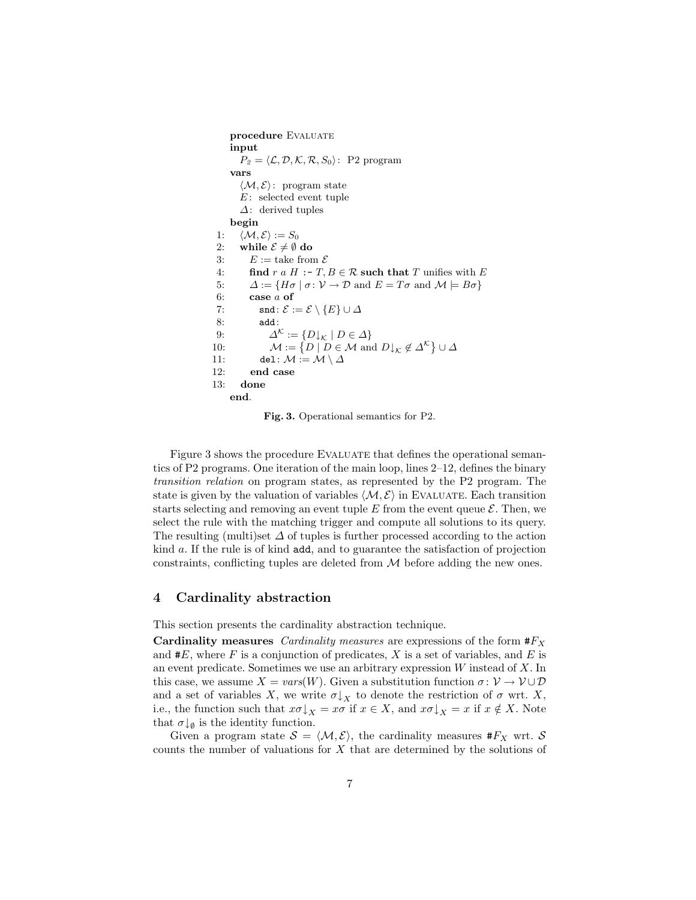```
procedure EVALUATE
input
  P2 = ⟨L, D, K, R, S0⟩: P2 program
vars
  ⟨M, E⟩: program state
  E: selected event tuple
  Δ: derived tuples
begin
1:   ⟨M, E⟩ := S0
2:   while E ≠ ∅ do
3:     E := take from E
4:     find r a H :- T, B ∈ R such that T unifies with E
5:     Δ := {Hσ | σ: V → D and E = Tσ and M ⊨ Bσ}
6:     case a of
7:       snd: E := E \ {E} ∪ Δ
8:       add:
9:         Δ^K := {D↓K | D ∈ Δ}
10:        M := {D | D ∈ M and D↓K ∉ Δ^K} ∪ Δ
11:      del: M := M \ Δ
12:    end case
13:  done
end.
```

**Fig. 3.** Operational semantics for P2.

Figure 3 shows the procedure EVALUATE that defines the operational semantics of P2 programs. One iteration of the main loop, lines 2–12, defines the binary *transition relation* on program states, as represented by the P2 program. The state is given by the valuation of variables $\langle \mathcal{M}, \mathcal{E} \rangle$ in EVALUATE. Each transition starts selecting and removing an event tuple $E$ from the event queue $\mathcal{E}$. Then, we select the rule with the matching trigger and compute all solutions to its query. The resulting (multi)set $\Delta$ of tuples is further processed according to the action kind $a$. If the rule is of kind `add`, and to guarantee the satisfaction of projection constraints, conflicting tuples are deleted from $\mathcal{M}$ before adding the new ones.

## 4 Cardinality abstraction

This section presents the cardinality abstraction technique.

**Cardinality measures** *Cardinality measures* are expressions of the form $\#F_X$ and $\#E$, where $F$ is a conjunction of predicates, $X$ is a set of variables, and $E$ is an event predicate. Sometimes we use an arbitrary expression $W$ instead of $X$. In this case, we assume $X = \mathit{vars}(W)$. Given a substitution function $\sigma\colon \mathcal{V} \to \mathcal{V} \cup \mathcal{D}$ and a set of variables $X$, we write $\sigma{\downarrow_X}$ to denote the restriction of $\sigma$ wrt. $X$, i.e., the function such that $x\sigma{\downarrow_X} = x\sigma$ if $x \in X$, and $x\sigma{\downarrow_X} = x$ if $x \notin X$. Note that $\sigma{\downarrow_\emptyset}$ is the identity function.

Given a program state $\mathcal{S} = \langle \mathcal{M}, \mathcal{E} \rangle$, the cardinality measures $\#F_X$ wrt. $\mathcal{S}$ counts the number of valuations for $X$ that are determined by the solutions of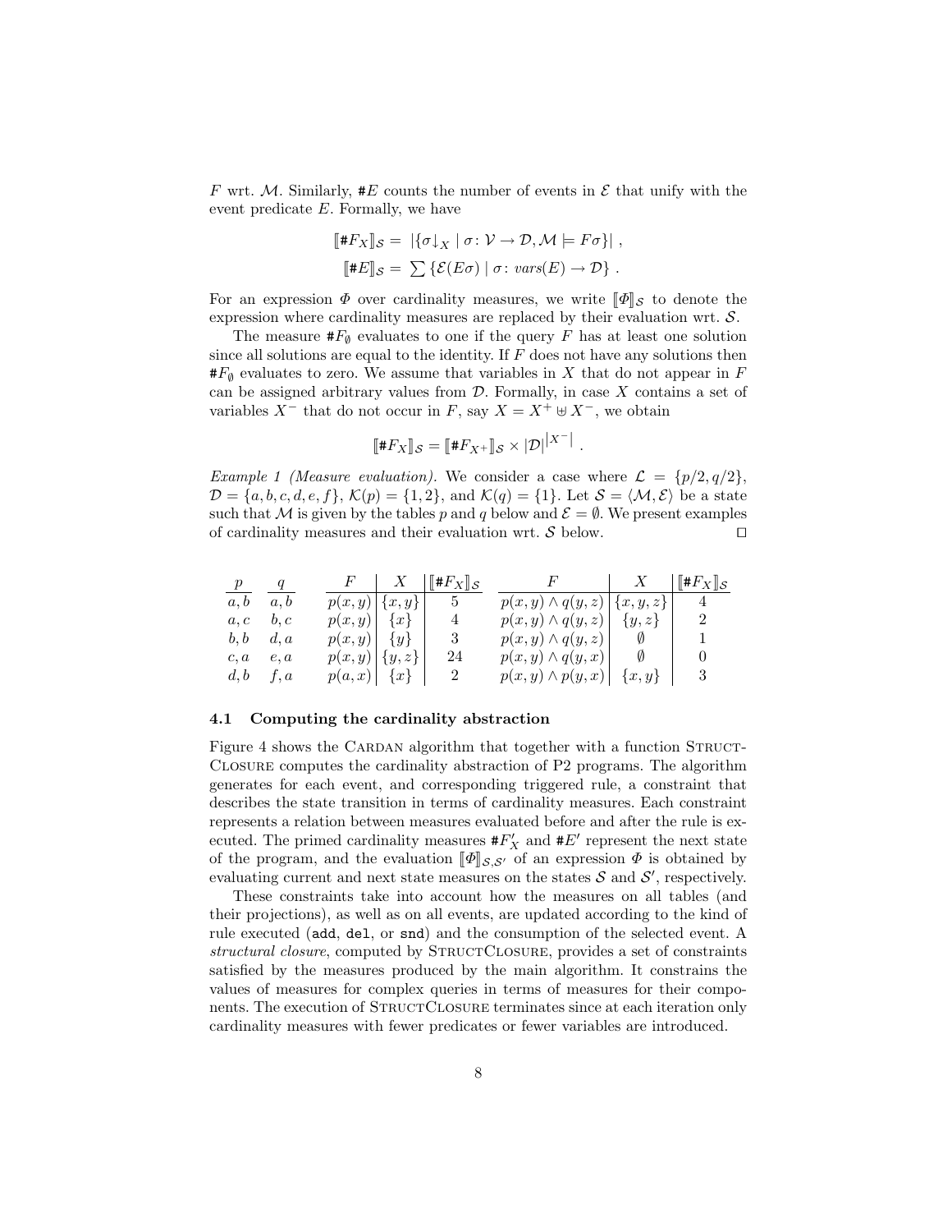$F$ wrt. $\mathcal{M}$. Similarly, $\#E$ counts the number of events in $\mathcal{E}$ that unify with the event predicate $E$. Formally, we have

$$[\![\#F_X]\!]_\mathcal{S} = |\{\sigma{\downarrow_X} \mid \sigma\colon \mathcal{V} \to \mathcal{D}, \mathcal{M} \models F\sigma\}| \ ,$$
$$[\![\#E]\!]_\mathcal{S} = \sum \{\mathcal{E}(E\sigma) \mid \sigma\colon \mathit{vars}(E) \to \mathcal{D}\} \ .$$

For an expression $\Phi$ over cardinality measures, we write $[\![\Phi]\!]_\mathcal{S}$ to denote the expression where cardinality measures are replaced by their evaluation wrt. $\mathcal{S}$.

The measure $\#F_\emptyset$ evaluates to one if the query $F$ has at least one solution since all solutions are equal to the identity. If $F$ does not have any solutions then $\#F_\emptyset$ evaluates to zero. We assume that variables in $X$ that do not appear in $F$ can be assigned arbitrary values from $\mathcal{D}$. Formally, in case $X$ contains a set of variables $X^-$ that do not occur in $F$, say $X = X^+ \uplus X^-$, we obtain

$$[\![\#F_X]\!]_\mathcal{S} = [\![\#F_{X^+}]\!]_\mathcal{S} \times |\mathcal{D}|^{|X^-|} \ .$$

*Example 1 (Measure evaluation).* We consider a case where $\mathcal{L} = \{p/2, q/2\}$, $\mathcal{D} = \{a, b, c, d, e, f\}$, $\mathcal{K}(p) = \{1, 2\}$, and $\mathcal{K}(q) = \{1\}$. Let $\mathcal{S} = \langle \mathcal{M}, \mathcal{E}\rangle$ be a state such that $\mathcal{M}$ is given by the tables $p$ and $q$ below and $\mathcal{E} = \emptyset$. We present examples of cardinality measures and their evaluation wrt. $\mathcal{S}$ below. ◻

| $p$ | $q$ | $F$ | $X$ | $[\![\#F_X]\!]_\mathcal{S}$ | $F$ | $X$ | $[\![\#F_X]\!]_\mathcal{S}$ |
|---|---|---|---|---|---|---|---|
| $a, b$ | $a, b$ | $p(x, y)$ | $\{x, y\}$ | 5 | $p(x, y) \wedge q(y, z)$ | $\{x, y, z\}$ | 4 |
| $a, c$ | $b, c$ | $p(x, y)$ | $\{x\}$ | 4 | $p(x, y) \wedge q(y, z)$ | $\{y, z\}$ | 2 |
| $b, b$ | $d, a$ | $p(x, y)$ | $\{y\}$ | 3 | $p(x, y) \wedge q(y, z)$ | $\emptyset$ | 1 |
| $c, a$ | $e, a$ | $p(x, y)$ | $\{y, z\}$ | 24 | $p(x, y) \wedge q(y, x)$ | $\emptyset$ | 0 |
| $d, b$ | $f, a$ | $p(a, x)$ | $\{x\}$ | 2 | $p(x, y) \wedge p(y, x)$ | $\{x, y\}$ | 3 |

### 4.1 Computing the cardinality abstraction

Figure 4 shows the Cardan algorithm that together with a function StructClosure computes the cardinality abstraction of P2 programs. The algorithm generates for each event, and corresponding triggered rule, a constraint that describes the state transition in terms of cardinality measures. Each constraint represents a relation between measures evaluated before and after the rule is executed. The primed cardinality measures $\#F'_X$ and $\#E'$ represent the next state of the program, and the evaluation $[\![\Phi]\!]_{\mathcal{S},\mathcal{S}'}$ of an expression $\Phi$ is obtained by evaluating current and next state measures on the states $\mathcal{S}$ and $\mathcal{S}'$, respectively.

These constraints take into account how the measures on all tables (and their projections), as well as on all events, are updated according to the kind of rule executed (`add`, `del`, or `snd`) and the consumption of the selected event. A *structural closure*, computed by StructClosure, provides a set of constraints satisfied by the measures produced by the main algorithm. It constrains the values of measures for complex queries in terms of measures for their components. The execution of StructClosure terminates since at each iteration only cardinality measures with fewer predicates or fewer variables are introduced.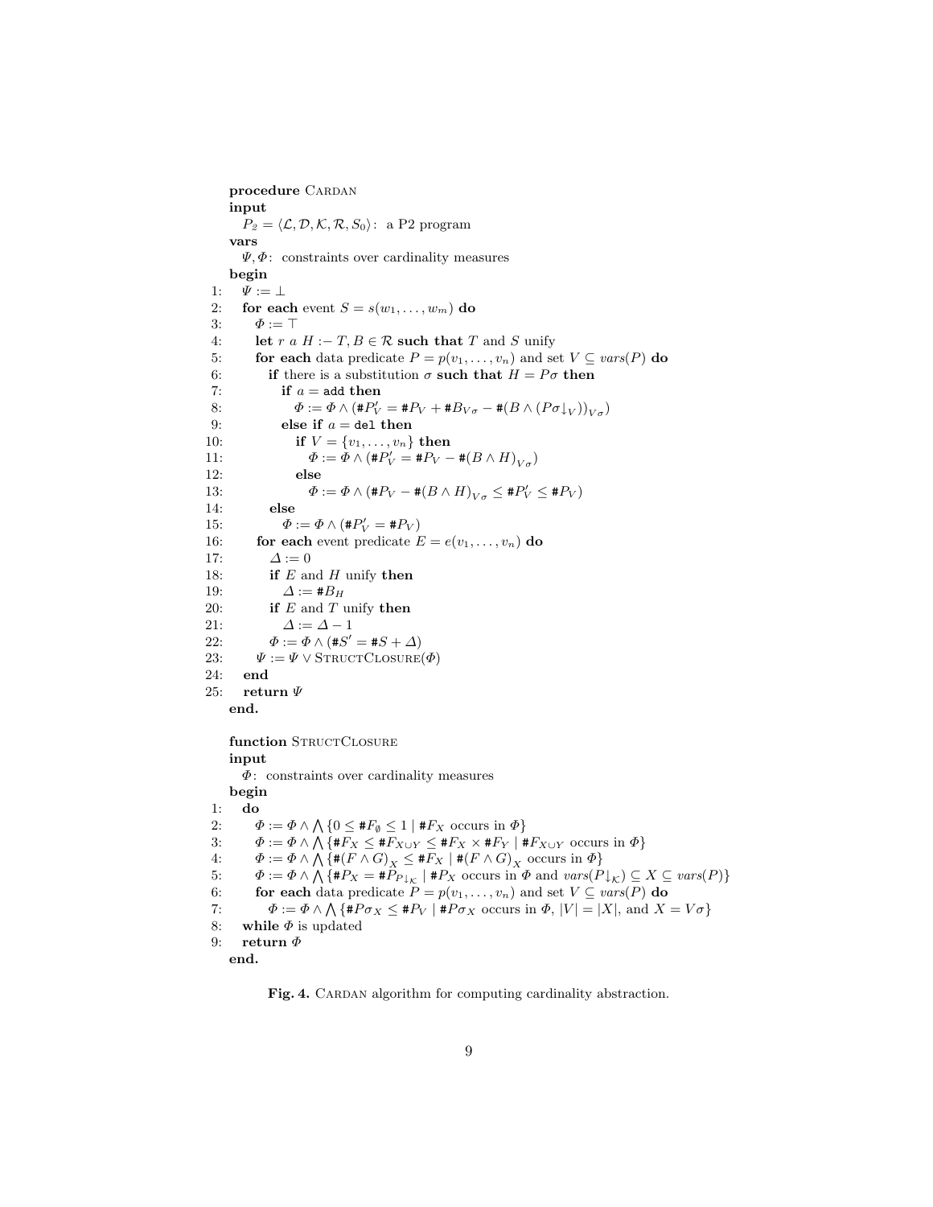```
procedure CARDAN
input
   P_2 = ⟨L, D, K, R, S_0⟩:  a P2 program
vars
   Ψ, Φ:  constraints over cardinality measures
begin
 1:  Ψ := ⊥
 2:  for each event S = s(w_1, ..., w_m) do
 3:     Φ := ⊤
 4:     let r a H :− T, B ∈ R such that T and S unify
 5:     for each data predicate P = p(v_1, ..., v_n) and set V ⊆ vars(P) do
 6:        if there is a substitution σ such that H = Pσ then
 7:           if a = add then
 8:              Φ := Φ ∧ (#P'_V = #P_V + #B_{Vσ} − #(B ∧ (Pσ↓_V))_{Vσ})
 9:           else if a = del then
10:              if V = {v_1, ..., v_n} then
11:                 Φ := Φ ∧ (#P'_V = #P_V − #(B ∧ H)_{Vσ})
12:              else
13:                 Φ := Φ ∧ (#P_V − #(B ∧ H)_{Vσ} ≤ #P'_V ≤ #P_V)
14:        else
15:           Φ := Φ ∧ (#P'_V = #P_V)
16:     for each event predicate E = e(v_1, ..., v_n) do
17:        Δ := 0
18:        if E and H unify then
19:           Δ := #B_H
20:        if E and T unify then
21:           Δ := Δ − 1
22:        Φ := Φ ∧ (#S' = #S + Δ)
23:     Ψ := Ψ ∨ STRUCTCLOSURE(Φ)
24:  end
25:  return Ψ
end.

function STRUCTCLOSURE
input
   Φ:  constraints over cardinality measures
begin
 1:  do
 2:     Φ := Φ ∧ ⋀{0 ≤ #F_∅ ≤ 1 | #F_X occurs in Φ}
 3:     Φ := Φ ∧ ⋀{#F_X ≤ #F_{X∪Y} ≤ #F_X × #F_Y | #F_{X∪Y} occurs in Φ}
 4:     Φ := Φ ∧ ⋀{#(F ∧ G)_X ≤ #F_X | #(F ∧ G)_X occurs in Φ}
 5:     Φ := Φ ∧ ⋀{#P_X = #P_{P↓_K} | #P_X occurs in Φ and vars(P↓_K) ⊆ X ⊆ vars(P)}
 6:     for each data predicate P = p(v_1, ..., v_n) and set V ⊆ vars(P) do
 7:        Φ := Φ ∧ ⋀{#Pσ_X ≤ #P_V | #Pσ_X occurs in Φ, |V| = |X|, and X = Vσ}
 8:  while Φ is updated
 9:  return Φ
end.
```

**Fig. 4.** CARDAN algorithm for computing cardinality abstraction.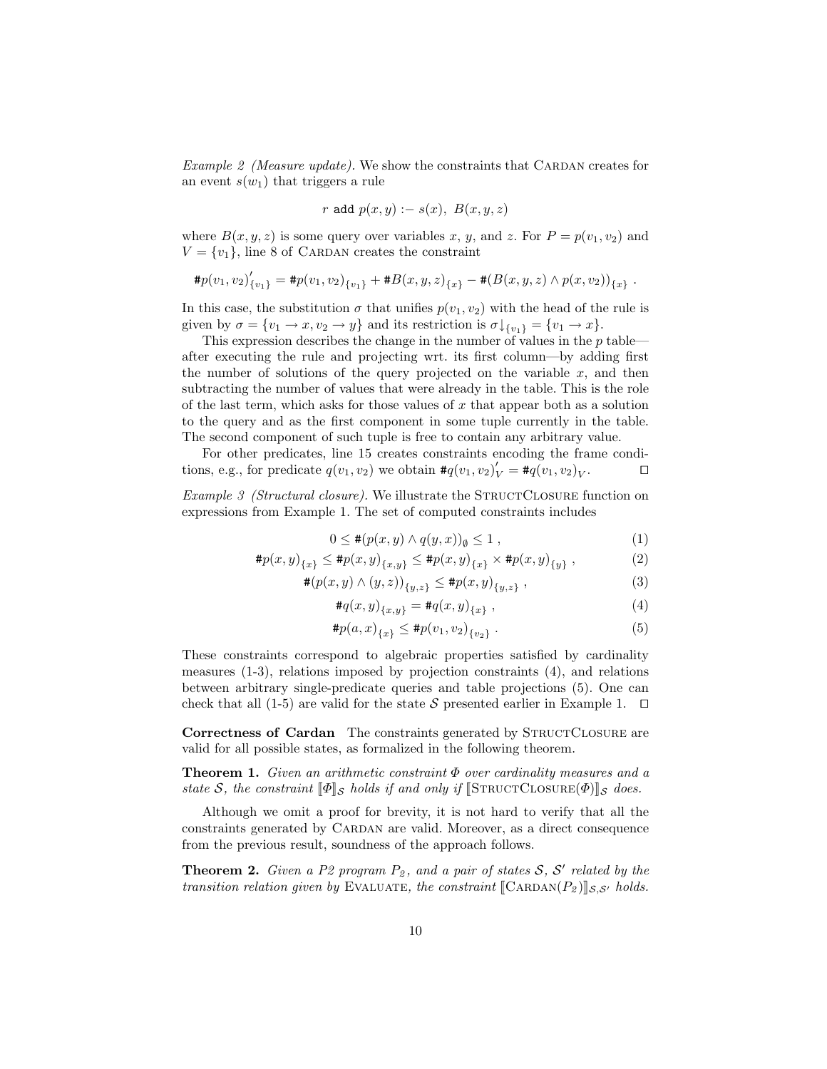*Example 2 (Measure update).* We show the constraints that CARDAN creates for an event $s(w_1)$ that triggers a rule

$$r \; \texttt{add} \; p(x, y) \coloneq s(x),\; B(x, y, z)$$

where $B(x, y, z)$ is some query over variables $x$, $y$, and $z$. For $P = p(v_1, v_2)$ and $V = \{v_1\}$, line 8 of CARDAN creates the constraint

$$\#p(v_1, v_2)'_{\{v_1\}} = \#p(v_1, v_2)_{\{v_1\}} + \#B(x, y, z)_{\{x\}} - \#(B(x, y, z) \wedge p(x, v_2))_{\{x\}} \; .$$

In this case, the substitution $\sigma$ that unifies $p(v_1, v_2)$ with the head of the rule is given by $\sigma = \{v_1 \to x, v_2 \to y\}$ and its restriction is $\sigma{\downarrow_{\{v_1\}}} = \{v_1 \to x\}$.

This expression describes the change in the number of values in the $p$ table—after executing the rule and projecting wrt. its first column—by adding first the number of solutions of the query projected on the variable $x$, and then subtracting the number of values that were already in the table. This is the role of the last term, which asks for those values of $x$ that appear both as a solution to the query and as the first component in some tuple currently in the table. The second component of such tuple is free to contain any arbitrary value.

For other predicates, line 15 creates constraints encoding the frame conditions, e.g., for predicate $q(v_1, v_2)$ we obtain $\#q(v_1, v_2)'_V = \#q(v_1, v_2)_V$. □

*Example 3 (Structural closure).* We illustrate the STRUCTCLOSURE function on expressions from Example 1. The set of computed constraints includes

$$0 \le \#(p(x, y) \wedge q(y, x))_{\emptyset} \le 1 \; , \tag{1}$$

$$\#p(x, y)_{\{x\}} \le \#p(x, y)_{\{x,y\}} \le \#p(x, y)_{\{x\}} \times \#p(x, y)_{\{y\}} \; , \tag{2}$$

$$\#(p(x, y) \wedge (y, z))_{\{y,z\}} \le \#p(x, y)_{\{y,z\}} \; , \tag{3}$$

$$\#q(x, y)_{\{x,y\}} = \#q(x, y)_{\{x\}} \; , \tag{4}$$

$$\#p(a, x)_{\{x\}} \le \#p(v_1, v_2)_{\{v_2\}} \; . \tag{5}$$

These constraints correspond to algebraic properties satisfied by cardinality measures (1-3), relations imposed by projection constraints (4), and relations between arbitrary single-predicate queries and table projections (5). One can check that all (1-5) are valid for the state $\mathcal{S}$ presented earlier in Example 1. □

**Correctness of Cardan** The constraints generated by STRUCTCLOSURE are valid for all possible states, as formalized in the following theorem.

**Theorem 1.** *Given an arithmetic constraint $\Phi$ over cardinality measures and a state $\mathcal{S}$, the constraint $[\![\Phi]\!]_{\mathcal{S}}$ holds if and only if $[\![\text{STRUCTCLOSURE}(\Phi)]\!]_{\mathcal{S}}$ does.*

Although we omit a proof for brevity, it is not hard to verify that all the constraints generated by CARDAN are valid. Moreover, as a direct consequence from the previous result, soundness of the approach follows.

**Theorem 2.** *Given a P2 program $P_2$, and a pair of states $\mathcal{S}$, $\mathcal{S}'$ related by the transition relation given by* EVALUATE*, the constraint $[\![\text{CARDAN}(P_2)]\!]_{\mathcal{S},\mathcal{S}'}$ holds.*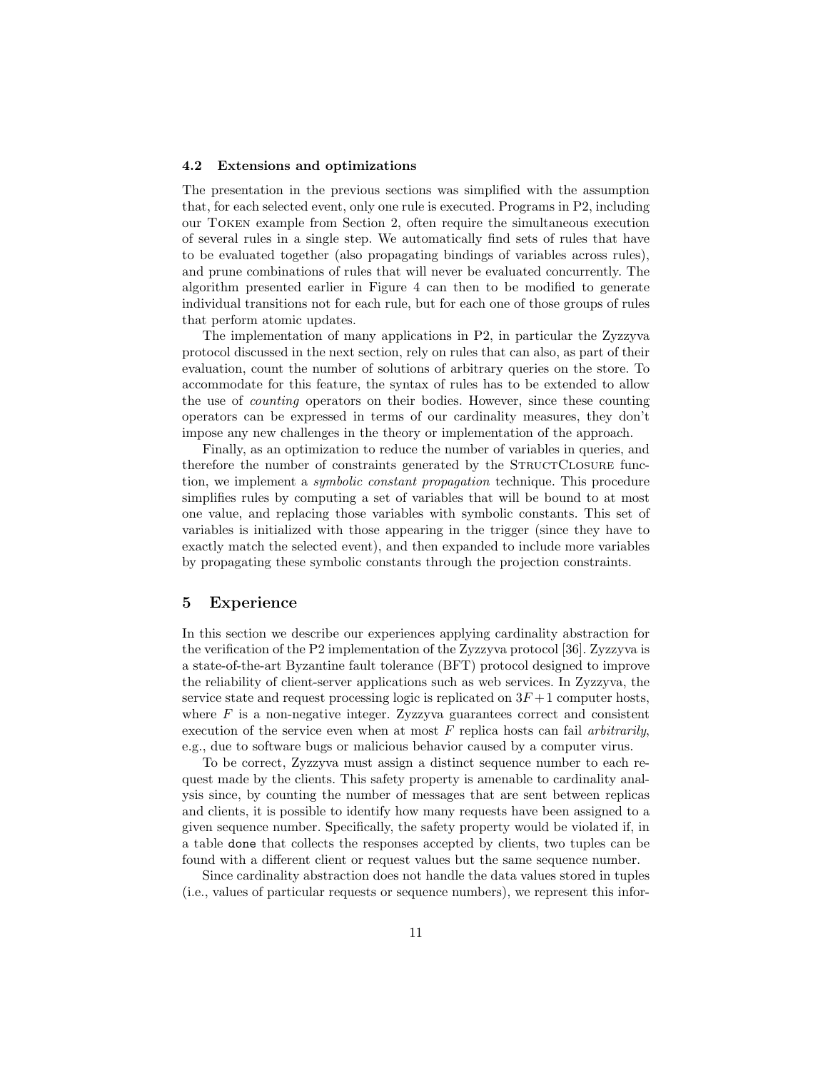### 4.2 Extensions and optimizations

The presentation in the previous sections was simplified with the assumption that, for each selected event, only one rule is executed. Programs in P2, including our Token example from Section 2, often require the simultaneous execution of several rules in a single step. We automatically find sets of rules that have to be evaluated together (also propagating bindings of variables across rules), and prune combinations of rules that will never be evaluated concurrently. The algorithm presented earlier in Figure 4 can then to be modified to generate individual transitions not for each rule, but for each one of those groups of rules that perform atomic updates.

The implementation of many applications in P2, in particular the Zyzzyva protocol discussed in the next section, rely on rules that can also, as part of their evaluation, count the number of solutions of arbitrary queries on the store. To accommodate for this feature, the syntax of rules has to be extended to allow the use of *counting* operators on their bodies. However, since these counting operators can be expressed in terms of our cardinality measures, they don't impose any new challenges in the theory or implementation of the approach.

Finally, as an optimization to reduce the number of variables in queries, and therefore the number of constraints generated by the StructClosure function, we implement a *symbolic constant propagation* technique. This procedure simplifies rules by computing a set of variables that will be bound to at most one value, and replacing those variables with symbolic constants. This set of variables is initialized with those appearing in the trigger (since they have to exactly match the selected event), and then expanded to include more variables by propagating these symbolic constants through the projection constraints.

## 5 Experience

In this section we describe our experiences applying cardinality abstraction for the verification of the P2 implementation of the Zyzzyva protocol [36]. Zyzzyva is a state-of-the-art Byzantine fault tolerance (BFT) protocol designed to improve the reliability of client-server applications such as web services. In Zyzzyva, the service state and request processing logic is replicated on $3F+1$ computer hosts, where $F$ is a non-negative integer. Zyzzyva guarantees correct and consistent execution of the service even when at most $F$ replica hosts can fail *arbitrarily*, e.g., due to software bugs or malicious behavior caused by a computer virus.

To be correct, Zyzzyva must assign a distinct sequence number to each request made by the clients. This safety property is amenable to cardinality analysis since, by counting the number of messages that are sent between replicas and clients, it is possible to identify how many requests have been assigned to a given sequence number. Specifically, the safety property would be violated if, in a table `done` that collects the responses accepted by clients, two tuples can be found with a different client or request values but the same sequence number.

Since cardinality abstraction does not handle the data values stored in tuples (i.e., values of particular requests or sequence numbers), we represent this infor-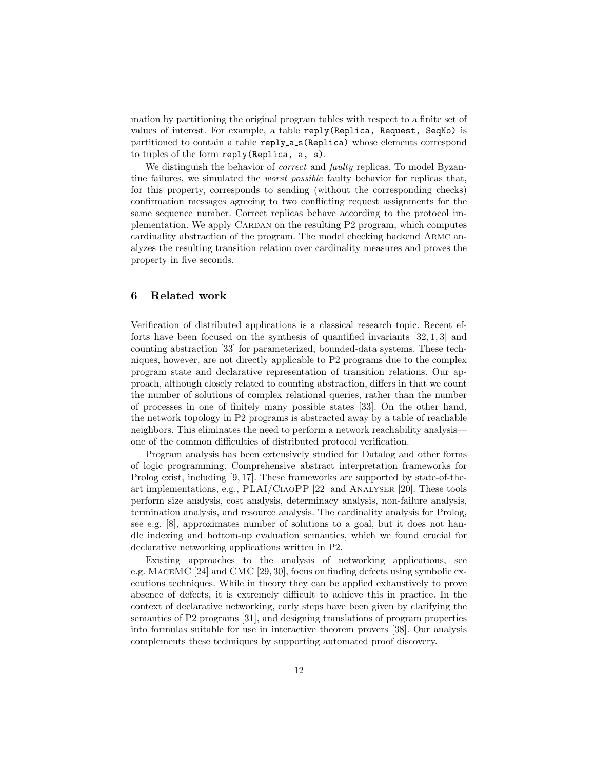mation by partitioning the original program tables with respect to a finite set of values of interest. For example, a table `reply(Replica, Request, SeqNo)` is partitioned to contain a table `reply_a_s(Replica)` whose elements correspond to tuples of the form `reply(Replica, a, s)`.

We distinguish the behavior of *correct* and *faulty* replicas. To model Byzantine failures, we simulated the *worst possible* faulty behavior for replicas that, for this property, corresponds to sending (without the corresponding checks) confirmation messages agreeing to two conflicting request assignments for the same sequence number. Correct replicas behave according to the protocol implementation. We apply Cardan on the resulting P2 program, which computes cardinality abstraction of the program. The model checking backend Armc analyzes the resulting transition relation over cardinality measures and proves the property in five seconds.

## 6 Related work

Verification of distributed applications is a classical research topic. Recent efforts have been focused on the synthesis of quantified invariants [32, 1, 3] and counting abstraction [33] for parameterized, bounded-data systems. These techniques, however, are not directly applicable to P2 programs due to the complex program state and declarative representation of transition relations. Our approach, although closely related to counting abstraction, differs in that we count the number of solutions of complex relational queries, rather than the number of processes in one of finitely many possible states [33]. On the other hand, the network topology in P2 programs is abstracted away by a table of reachable neighbors. This eliminates the need to perform a network reachability analysis—one of the common difficulties of distributed protocol verification.

Program analysis has been extensively studied for Datalog and other forms of logic programming. Comprehensive abstract interpretation frameworks for Prolog exist, including [9, 17]. These frameworks are supported by state-of-the-art implementations, e.g., PLAI/CiaoPP [22] and Analyser [20]. These tools perform size analysis, cost analysis, determinacy analysis, non-failure analysis, termination analysis, and resource analysis. The cardinality analysis for Prolog, see e.g. [8], approximates number of solutions to a goal, but it does not handle indexing and bottom-up evaluation semantics, which we found crucial for declarative networking applications written in P2.

Existing approaches to the analysis of networking applications, see e.g. MaceMC [24] and CMC [29, 30], focus on finding defects using symbolic executions techniques. While in theory they can be applied exhaustively to prove absence of defects, it is extremely difficult to achieve this in practice. In the context of declarative networking, early steps have been given by clarifying the semantics of P2 programs [31], and designing translations of program properties into formulas suitable for use in interactive theorem provers [38]. Our analysis complements these techniques by supporting automated proof discovery.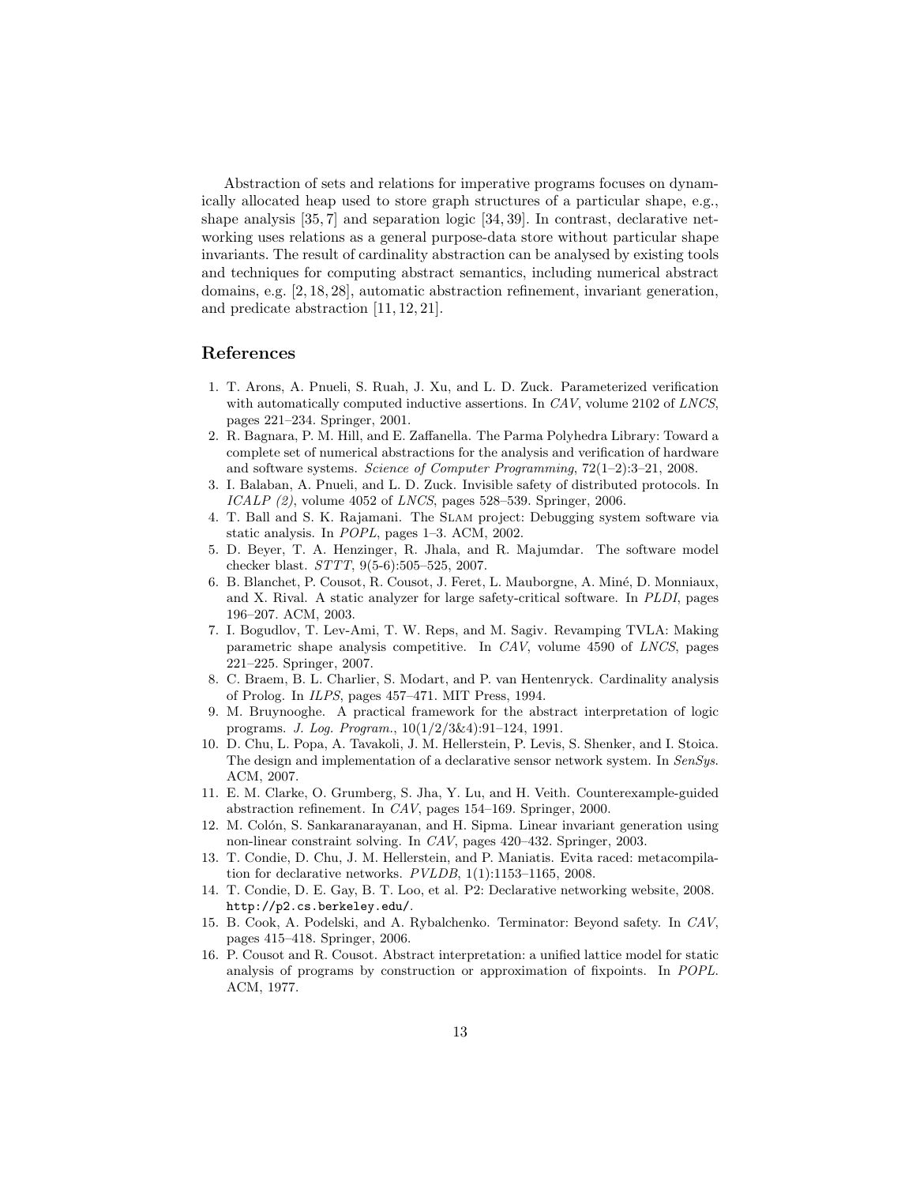Abstraction of sets and relations for imperative programs focuses on dynamically allocated heap used to store graph structures of a particular shape, e.g., shape analysis [35, 7] and separation logic [34, 39]. In contrast, declarative networking uses relations as a general purpose-data store without particular shape invariants. The result of cardinality abstraction can be analysed by existing tools and techniques for computing abstract semantics, including numerical abstract domains, e.g. [2, 18, 28], automatic abstraction refinement, invariant generation, and predicate abstraction [11, 12, 21].

## References

1. T. Arons, A. Pnueli, S. Ruah, J. Xu, and L. D. Zuck. Parameterized verification with automatically computed inductive assertions. In *CAV*, volume 2102 of *LNCS*, pages 221–234. Springer, 2001.
2. R. Bagnara, P. M. Hill, and E. Zaffanella. The Parma Polyhedra Library: Toward a complete set of numerical abstractions for the analysis and verification of hardware and software systems. *Science of Computer Programming*, 72(1–2):3–21, 2008.
3. I. Balaban, A. Pnueli, and L. D. Zuck. Invisible safety of distributed protocols. In *ICALP (2)*, volume 4052 of *LNCS*, pages 528–539. Springer, 2006.
4. T. Ball and S. K. Rajamani. The Slam project: Debugging system software via static analysis. In *POPL*, pages 1–3. ACM, 2002.
5. D. Beyer, T. A. Henzinger, R. Jhala, and R. Majumdar. The software model checker blast. *STTT*, 9(5-6):505–525, 2007.
6. B. Blanchet, P. Cousot, R. Cousot, J. Feret, L. Mauborgne, A. Miné, D. Monniaux, and X. Rival. A static analyzer for large safety-critical software. In *PLDI*, pages 196–207. ACM, 2003.
7. I. Bogudlov, T. Lev-Ami, T. W. Reps, and M. Sagiv. Revamping TVLA: Making parametric shape analysis competitive. In *CAV*, volume 4590 of *LNCS*, pages 221–225. Springer, 2007.
8. C. Braem, B. L. Charlier, S. Modart, and P. van Hentenryck. Cardinality analysis of Prolog. In *ILPS*, pages 457–471. MIT Press, 1994.
9. M. Bruynooghe. A practical framework for the abstract interpretation of logic programs. *J. Log. Program.*, 10(1/2/3&4):91–124, 1991.
10. D. Chu, L. Popa, A. Tavakoli, J. M. Hellerstein, P. Levis, S. Shenker, and I. Stoica. The design and implementation of a declarative sensor network system. In *SenSys*. ACM, 2007.
11. E. M. Clarke, O. Grumberg, S. Jha, Y. Lu, and H. Veith. Counterexample-guided abstraction refinement. In *CAV*, pages 154–169. Springer, 2000.
12. M. Colón, S. Sankaranarayanan, and H. Sipma. Linear invariant generation using non-linear constraint solving. In *CAV*, pages 420–432. Springer, 2003.
13. T. Condie, D. Chu, J. M. Hellerstein, and P. Maniatis. Evita raced: metacompilation for declarative networks. *PVLDB*, 1(1):1153–1165, 2008.
14. T. Condie, D. E. Gay, B. T. Loo, et al. P2: Declarative networking website, 2008. `http://p2.cs.berkeley.edu/`.
15. B. Cook, A. Podelski, and A. Rybalchenko. Terminator: Beyond safety. In *CAV*, pages 415–418. Springer, 2006.
16. P. Cousot and R. Cousot. Abstract interpretation: a unified lattice model for static analysis of programs by construction or approximation of fixpoints. In *POPL*. ACM, 1977.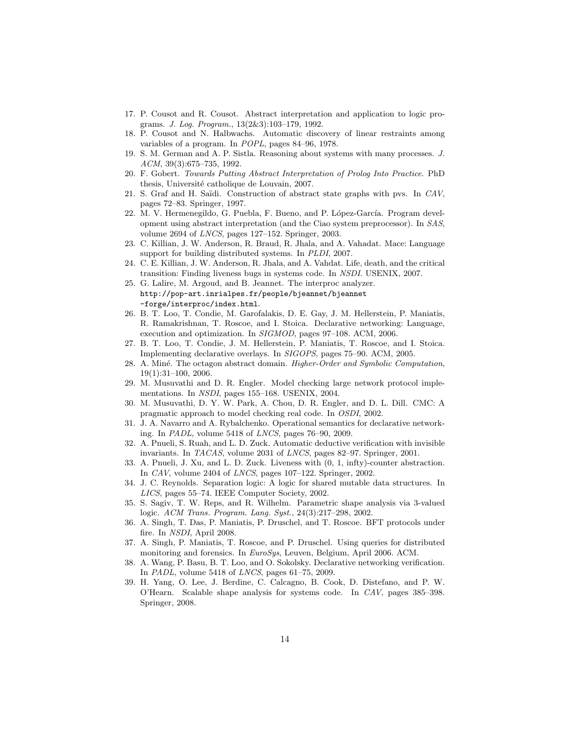17. P. Cousot and R. Cousot. Abstract interpretation and application to logic programs. *J. Log. Program.*, 13(2&3):103–179, 1992.
18. P. Cousot and N. Halbwachs. Automatic discovery of linear restraints among variables of a program. In *POPL*, pages 84–96, 1978.
19. S. M. German and A. P. Sistla. Reasoning about systems with many processes. *J. ACM*, 39(3):675–735, 1992.
20. F. Gobert. *Towards Putting Abstract Interpretation of Prolog Into Practice*. PhD thesis, Université catholique de Louvain, 2007.
21. S. Graf and H. Saïdi. Construction of abstract state graphs with pvs. In *CAV*, pages 72–83. Springer, 1997.
22. M. V. Hermenegildo, G. Puebla, F. Bueno, and P. López-García. Program development using abstract interpretation (and the Ciao system preprocessor). In *SAS*, volume 2694 of *LNCS*, pages 127–152. Springer, 2003.
23. C. Killian, J. W. Anderson, R. Braud, R. Jhala, and A. Vahadat. Mace: Language support for building distributed systems. In *PLDI*, 2007.
24. C. E. Killian, J. W. Anderson, R. Jhala, and A. Vahdat. Life, death, and the critical transition: Finding liveness bugs in systems code. In *NSDI*. USENIX, 2007.
25. G. Lalire, M. Argoud, and B. Jeannet. The interproc analyzer. `http://pop-art.inrialpes.fr/people/bjeannet/bjeannet-forge/interproc/index.html`.
26. B. T. Loo, T. Condie, M. Garofalakis, D. E. Gay, J. M. Hellerstein, P. Maniatis, R. Ramakrishnan, T. Roscoe, and I. Stoica. Declarative networking: Language, execution and optimization. In *SIGMOD*, pages 97–108. ACM, 2006.
27. B. T. Loo, T. Condie, J. M. Hellerstein, P. Maniatis, T. Roscoe, and I. Stoica. Implementing declarative overlays. In *SIGOPS*, pages 75–90. ACM, 2005.
28. A. Miné. The octagon abstract domain. *Higher-Order and Symbolic Computation*, 19(1):31–100, 2006.
29. M. Musuvathi and D. R. Engler. Model checking large network protocol implementations. In *NSDI*, pages 155–168. USENIX, 2004.
30. M. Musuvathi, D. Y. W. Park, A. Chou, D. R. Engler, and D. L. Dill. CMC: A pragmatic approach to model checking real code. In *OSDI*, 2002.
31. J. A. Navarro and A. Rybalchenko. Operational semantics for declarative networking. In *PADL*, volume 5418 of *LNCS*, pages 76–90, 2009.
32. A. Pnueli, S. Ruah, and L. D. Zuck. Automatic deductive verification with invisible invariants. In *TACAS*, volume 2031 of *LNCS*, pages 82–97. Springer, 2001.
33. A. Pnueli, J. Xu, and L. D. Zuck. Liveness with (0, 1, infty)-counter abstraction. In *CAV*, volume 2404 of *LNCS*, pages 107–122. Springer, 2002.
34. J. C. Reynolds. Separation logic: A logic for shared mutable data structures. In *LICS*, pages 55–74. IEEE Computer Society, 2002.
35. S. Sagiv, T. W. Reps, and R. Wilhelm. Parametric shape analysis via 3-valued logic. *ACM Trans. Program. Lang. Syst.*, 24(3):217–298, 2002.
36. A. Singh, T. Das, P. Maniatis, P. Druschel, and T. Roscoe. BFT protocols under fire. In *NSDI*, April 2008.
37. A. Singh, P. Maniatis, T. Roscoe, and P. Druschel. Using queries for distributed monitoring and forensics. In *EuroSys*, Leuven, Belgium, April 2006. ACM.
38. A. Wang, P. Basu, B. T. Loo, and O. Sokolsky. Declarative networking verification. In *PADL*, volume 5418 of *LNCS*, pages 61–75, 2009.
39. H. Yang, O. Lee, J. Berdine, C. Calcagno, B. Cook, D. Distefano, and P. W. O'Hearn. Scalable shape analysis for systems code. In *CAV*, pages 385–398. Springer, 2008.